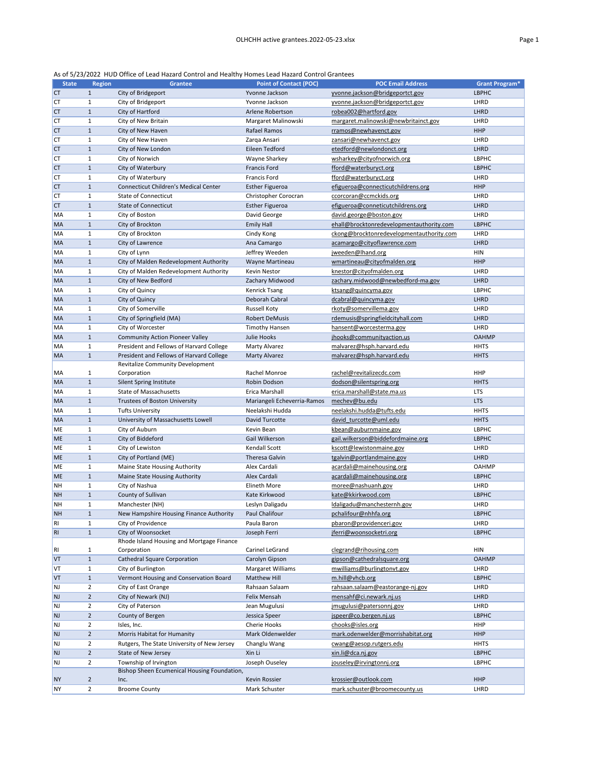As of 5/23/2022 HUD Office of Lead Hazard Control and Healthy Homes Lead Hazard Control Grantees

| State | Region | Grantee | Point of Contact (POC) | POC Email Address | Grant Program* |
|---|---|---|---|---|---|
| CT | 1 | City of Bridgeport | Yvonne Jackson | yvonne.jackson@bridgeportct.gov | LBPHC |
| CT | 1 | City of Bridgeport | Yvonne Jackson | yvonne.jackson@bridgeportct.gov | LHRD |
| CT | 1 | City of Hartford | Arlene Robertson | robea002@hartford.gov | LHRD |
| CT | 1 | City of New Britain | Margaret Malinowski | margaret.malinowski@newbritainct.gov | LHRD |
| CT | 1 | City of New Haven | Rafael Ramos | rramos@newhavenct.gov | HHP |
| CT | 1 | City of New Haven | Zarqa Ansari | zansari@newhavenct.gov | LHRD |
| CT | 1 | City of New London | Eileen Tedford | etedford@newlondonct.org | LHRD |
| CT | 1 | City of Norwich | Wayne Sharkey | wsharkey@cityofnorwich.org | LBPHC |
| CT | 1 | City of Waterbury | Francis Ford | fford@waterburyct.org | LBPHC |
| CT | 1 | City of Waterbury | Francis Ford | fford@waterburyct.org | LHRD |
| CT | 1 | Connecticut Children's Medical Center | Esther Figueroa | efigueroa@connecticutchildrens.org | HHP |
| CT | 1 | State of Connecticut | Christopher Corocran | ccorcoran@ccmckids.org | LHRD |
| CT | 1 | State of Connecticut | Esther Figueroa | efigueroa@conneticutchildrens.org | LHRD |
| MA | 1 | City of Boston | David George | david.george@boston.gov | LHRD |
| MA | 1 | City of Brockton | Emily Hall | ehall@brocktonredevelopmentauthority.com | LBPHC |
| MA | 1 | City of Brockton | Cindy Kong | ckong@brocktonredevelopmentauthority.com | LHRD |
| MA | 1 | City of Lawrence | Ana Camargo | acamargo@cityoflawrence.com | LHRD |
| MA | 1 | City of Lynn | Jeffrey Weeden | jweeden@lhand.org | HIN |
| MA | 1 | City of Malden Redevelopment Authority | Wayne Martineau | wmartineau@cityofmalden.org | HHP |
| MA | 1 | City of Malden Redevelopment Authority | Kevin Nestor | knestor@cityofmalden.org | LHRD |
| MA | 1 | City of New Bedford | Zachary Midwood | zachary.midwood@newbedford-ma.gov | LHRD |
| MA | 1 | City of Quincy | Kenrick Tsang | ktsang@quincyma.gov | LBPHC |
| MA | 1 | City of Quincy | Deborah Cabral | dcabral@quincyma.gov | LHRD |
| MA | 1 | City of Somerville | Russell Koty | rkoty@somervillema.gov | LHRD |
| MA | 1 | City of Springfield (MA) | Robert DeMusis | rdemusis@springfieldcityhall.com | LHRD |
| MA | 1 | City of Worcester | Timothy Hansen | hansent@worcesterma.gov | LHRD |
| MA | 1 | Community Action Pioneer Valley | Julie Hooks | jhooks@communityaction.us | OAHMP |
| MA | 1 | President and Fellows of Harvard College | Marty Alvarez | malvarez@hsph.harvard.edu | HHTS |
| MA | 1 | President and Fellows of Harvard College | Marty Alvarez | malvarez@hsph.harvard.edu | HHTS |
| MA | 1 | Revitalize Community Development Corporation | Rachel Monroe | rachel@revitalizecdc.com | HHP |
| MA | 1 | Silent Spring Institute | Robin Dodson | dodson@silentspring.org | HHTS |
| MA | 1 | State of Massachusetts | Erica Marshall | erica.marshall@state.ma.us | LTS |
| MA | 1 | Trustees of Boston University | Mariangeli Echeverria-Ramos | mechev@bu.edu | LTS |
| MA | 1 | Tufts University | Neelakshi Hudda | neelakshi.hudda@tufts.edu | HHTS |
| MA | 1 | University of Massachusetts Lowell | David Turcotte | david_turcotte@uml.edu | HHTS |
| ME | 1 | City of Auburn | Kevin Bean | kbean@auburnmaine.gov | LBPHC |
| ME | 1 | City of Biddeford | Gail Wilkerson | gail.wilkerson@biddefordmaine.org | LBPHC |
| ME | 1 | City of Lewiston | Kendall Scott | kscott@lewistonmaine.gov | LHRD |
| ME | 1 | City of Portland (ME) | Theresa Galvin | tgalvin@portlandmaine.gov | LHRD |
| ME | 1 | Maine State Housing Authority | Alex Cardali | acardali@mainehousing.org | OAHMP |
| ME | 1 | Maine State Housing Authority | Alex Cardali | acardali@mainehousing.org | LBPHC |
| NH | 1 | City of Nashua | Elineth More | moree@nashuanh.gov | LHRD |
| NH | 1 | County of Sullivan | Kate Kirkwood | kate@kkirkwood.com | LBPHC |
| NH | 1 | Manchester (NH) | Leslyn Daligadu | ldaligadu@manchesternh.gov | LHRD |
| NH | 1 | New Hampshire Housing Finance Authority | Paul Chalifour | pchalifour@nhhfa.org | LBPHC |
| RI | 1 | City of Providence | Paula Baron | pbaron@providenceri.gov | LHRD |
| RI | 1 | City of Woonsocket | Joseph Ferri | jferri@woonsocketri.org | LBPHC |
| RI | 1 | Rhode Island Housing and Mortgage Finance Corporation | Carinel LeGrand | clegrand@rihousing.com | HIN |
| VT | 1 | Cathedral Square Corporation | Carolyn Gipson | gipson@cathedralsquare.org | OAHMP |
| VT | 1 | City of Burlington | Margaret Williams | mwilliams@burlingtonvt.gov | LHRD |
| VT | 1 | Vermont Housing and Conservation Board | Matthew Hill | m.hill@vhcb.org | LBPHC |
| NJ | 2 | City of East Orange | Rahsaan Salaam | rahsaan.salaam@eastorange-nj.gov | LHRD |
| NJ | 2 | City of Newark (NJ) | Felix Mensah | mensahf@ci.newark.nj.us | LHRD |
| NJ | 2 | City of Paterson | Jean Mugulusi | jmugulusi@patersonnj.gov | LHRD |
| NJ | 2 | County of Bergen | Jessica Speer | jspeer@co.bergen.nj.us | LBPHC |
| NJ | 2 | Isles, Inc. | Cherie Hooks | chooks@isles.org | HHP |
| NJ | 2 | Morris Habitat for Humanity | Mark Oldenwelder | mark.odenwelder@morrishabitat.org | HHP |
| NJ | 2 | Rutgers, The State University of New Jersey | Changlu Wang | cwang@aesop.rutgers.edu | HHTS |
| NJ | 2 | State of New Jersey | Xin Li | xin.li@dca.nj.gov | LBPHC |
| NJ | 2 | Township of Irvington | Joseph Ouseley | jouseley@irvingtonnj.org | LBPHC |
| NY | 2 | Bishop Sheen Ecumenical Housing Foundation, Inc. | Kevin Rossier | krossier@outlook.com | HHP |
| NY | 2 | Broome County | Mark Schuster | mark.schuster@broomecounty.us | LHRD |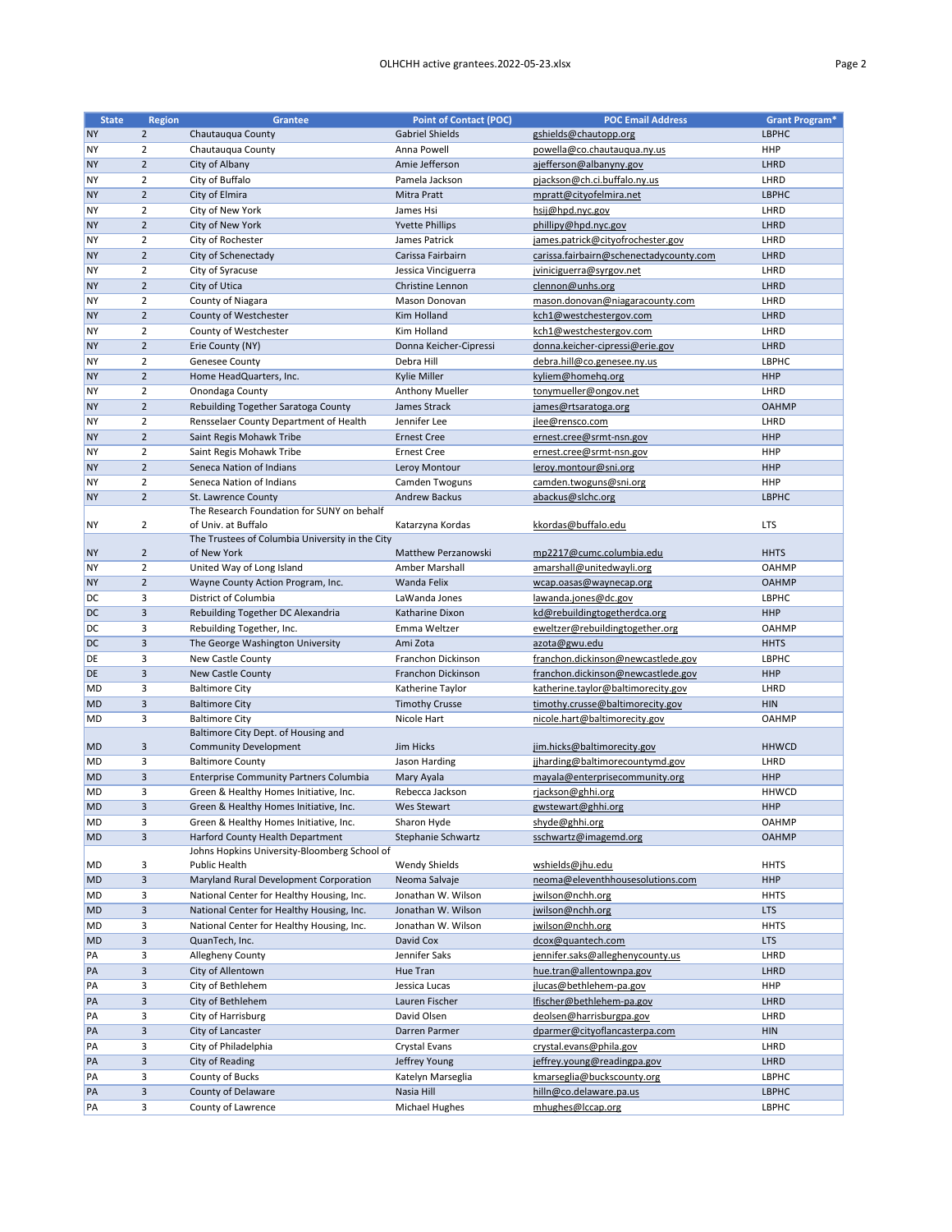| State | Region | Grantee | Point of Contact (POC) | POC Email Address | Grant Program* |
|---|---|---|---|---|---|
| NY | 2 | Chautauqua County | Gabriel Shields | gshields@chautopp.org | LBPHC |
| NY | 2 | Chautauqua County | Anna Powell | powella@co.chautauqua.ny.us | HHP |
| NY | 2 | City of Albany | Amie Jefferson | ajefferson@albanyny.gov | LHRD |
| NY | 2 | City of Buffalo | Pamela Jackson | pjackson@ch.ci.buffalo.ny.us | LHRD |
| NY | 2 | City of Elmira | Mitra Pratt | mpratt@cityofelmira.net | LBPHC |
| NY | 2 | City of New York | James Hsi | hsij@hpd.nyc.gov | LHRD |
| NY | 2 | City of New York | Yvette Phillips | phillipy@hpd.nyc.gov | LHRD |
| NY | 2 | City of Rochester | James Patrick | james.patrick@cityofrochester.gov | LHRD |
| NY | 2 | City of Schenectady | Carissa Fairbairn | carissa.fairbairn@schenectadycounty.com | LHRD |
| NY | 2 | City of Syracuse | Jessica Vinciguerra | jviniciguerra@syrgov.net | LHRD |
| NY | 2 | City of Utica | Christine Lennon | clennon@unhs.org | LHRD |
| NY | 2 | County of Niagara | Mason Donovan | mason.donovan@niagaracounty.com | LHRD |
| NY | 2 | County of Westchester | Kim Holland | kch1@westchestergov.com | LHRD |
| NY | 2 | County of Westchester | Kim Holland | kch1@westchestergov.com | LHRD |
| NY | 2 | Erie County (NY) | Donna Keicher-Cipressi | donna.keicher-cipressi@erie.gov | LHRD |
| NY | 2 | Genesee County | Debra Hill | debra.hill@co.genesee.ny.us | LBPHC |
| NY | 2 | Home HeadQuarters, Inc. | Kylie Miller | kyliem@homehq.org | HHP |
| NY | 2 | Onondaga County | Anthony Mueller | tonymueller@ongov.net | LHRD |
| NY | 2 | Rebuilding Together Saratoga County | James Strack | james@rtsaratoga.org | OAHMP |
| NY | 2 | Rensselaer County Department of Health | Jennifer Lee | jlee@rensco.com | LHRD |
| NY | 2 | Saint Regis Mohawk Tribe | Ernest Cree | ernest.cree@srmt-nsn.gov | HHP |
| NY | 2 | Saint Regis Mohawk Tribe | Ernest Cree | ernest.cree@srmt-nsn.gov | HHP |
| NY | 2 | Seneca Nation of Indians | Leroy Montour | leroy.montour@sni.org | HHP |
| NY | 2 | Seneca Nation of Indians | Camden Twoguns | camden.twoguns@sni.org | HHP |
| NY | 2 | St. Lawrence County | Andrew Backus | abackus@slchc.org | LBPHC |
| NY | 2 | The Research Foundation for SUNY on behalf of Univ. at Buffalo | Katarzyna Kordas | kkordas@buffalo.edu | LTS |
| NY | 2 | The Trustees of Columbia University in the City of New York | Matthew Perzanowski | mp2217@cumc.columbia.edu | HHTS |
| NY | 2 | United Way of Long Island | Amber Marshall | amarshall@unitedwayli.org | OAHMP |
| NY | 2 | Wayne County Action Program, Inc. | Wanda Felix | wcap.oasas@waynecap.org | OAHMP |
| DC | 3 | District of Columbia | LaWanda Jones | lawanda.jones@dc.gov | LBPHC |
| DC | 3 | Rebuilding Together DC Alexandria | Katharine Dixon | kd@rebuildingtogetherdca.org | HHP |
| DC | 3 | Rebuilding Together, Inc. | Emma Weltzer | eweltzer@rebuildingtogether.org | OAHMP |
| DC | 3 | The George Washington University | Ami Zota | azota@gwu.edu | HHTS |
| DE | 3 | New Castle County | Franchon Dickinson | franchon.dickinson@newcastlede.gov | LBPHC |
| DE | 3 | New Castle County | Franchon Dickinson | franchon.dickinson@newcastlede.gov | HHP |
| MD | 3 | Baltimore City | Katherine Taylor | katherine.taylor@baltimorecity.gov | LHRD |
| MD | 3 | Baltimore City | Timothy Crusse | timothy.crusse@baltimorecity.gov | HIN |
| MD | 3 | Baltimore City | Nicole Hart | nicole.hart@baltimorecity.gov | OAHMP |
| MD | 3 | Baltimore City Dept. of Housing and Community Development | Jim Hicks | jim.hicks@baltimorecity.gov | HHWCD |
| MD | 3 | Baltimore County | Jason Harding | jjharding@baltimorecountymd.gov | LHRD |
| MD | 3 | Enterprise Community Partners Columbia | Mary Ayala | mayala@enterprisecommunity.org | HHP |
| MD | 3 | Green & Healthy Homes Initiative, Inc. | Rebecca Jackson | rjackson@ghhi.org | HHWCD |
| MD | 3 | Green & Healthy Homes Initiative, Inc. | Wes Stewart | gwstewart@ghhi.org | HHP |
| MD | 3 | Green & Healthy Homes Initiative, Inc. | Sharon Hyde | shyde@ghhi.org | OAHMP |
| MD | 3 | Harford County Health Department | Stephanie Schwartz | sschwartz@imagemd.org | OAHMP |
| MD | 3 | Johns Hopkins University-Bloomberg School of Public Health | Wendy Shields | wshields@jhu.edu | HHTS |
| MD | 3 | Maryland Rural Development Corporation | Neoma Salvaje | neoma@eleventhhousesolutions.com | HHP |
| MD | 3 | National Center for Healthy Housing, Inc. | Jonathan W. Wilson | jwilson@nchh.org | HHTS |
| MD | 3 | National Center for Healthy Housing, Inc. | Jonathan W. Wilson | jwilson@nchh.org | LTS |
| MD | 3 | National Center for Healthy Housing, Inc. | Jonathan W. Wilson | jwilson@nchh.org | HHTS |
| MD | 3 | QuanTech, Inc. | David Cox | dcox@quantech.com | LTS |
| PA | 3 | Allegheny County | Jennifer Saks | jennifer.saks@alleghenycounty.us | LHRD |
| PA | 3 | City of Allentown | Hue Tran | hue.tran@allentownpa.gov | LHRD |
| PA | 3 | City of Bethlehem | Jessica Lucas | jlucas@bethlehem-pa.gov | HHP |
| PA | 3 | City of Bethlehem | Lauren Fischer | lfischer@bethlehem-pa.gov | LHRD |
| PA | 3 | City of Harrisburg | David Olsen | deolsen@harrisburgpa.gov | LHRD |
| PA | 3 | City of Lancaster | Darren Parmer | dparmer@cityoflancasterpa.com | HIN |
| PA | 3 | City of Philadelphia | Crystal Evans | crystal.evans@phila.gov | LHRD |
| PA | 3 | City of Reading | Jeffrey Young | jeffrey.young@readingpa.gov | LHRD |
| PA | 3 | County of Bucks | Katelyn Marseglia | kmarseglia@buckscounty.org | LBPHC |
| PA | 3 | County of Delaware | Nasia Hill | hilln@co.delaware.pa.us | LBPHC |
| PA | 3 | County of Lawrence | Michael Hughes | mhughes@lccap.org | LBPHC |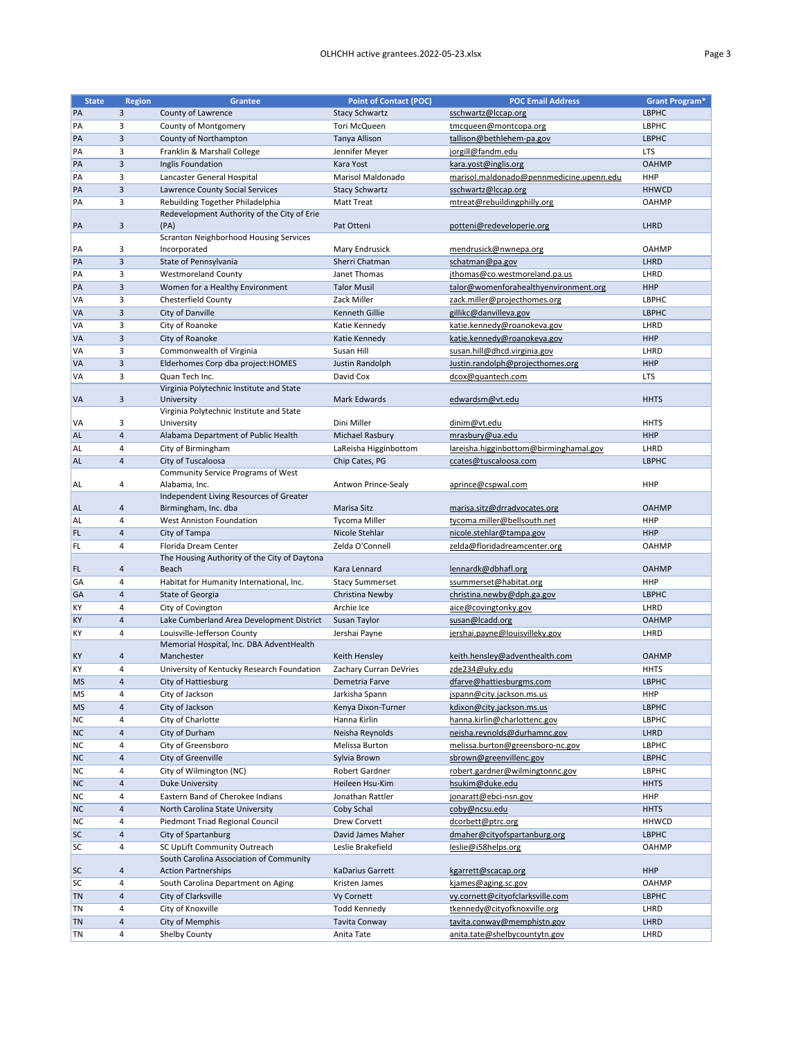| State | Region | Grantee | Point of Contact (POC) | POC Email Address | Grant Program* |
|---|---|---|---|---|---|
| PA | 3 | County of Lawrence | Stacy Schwartz | sschwartz@lccap.org | LBPHC |
| PA | 3 | County of Montgomery | Tori McQueen | tmcqueen@montcopa.org | LBPHC |
| PA | 3 | County of Northampton | Tanya Allison | tallison@bethlehem-pa.gov | LBPHC |
| PA | 3 | Franklin & Marshall College | Jennifer Meyer | jorgill@fandm.edu | LTS |
| PA | 3 | Inglis Foundation | Kara Yost | kara.yost@inglis.org | OAHMP |
| PA | 3 | Lancaster General Hospital | Marisol Maldonado | marisol.maldonado@pennmedicine.upenn.edu | HHP |
| PA | 3 | Lawrence County Social Services | Stacy Schwartz | sschwartz@lccap.org | HHWCD |
| PA | 3 | Rebuilding Together Philadelphia | Matt Treat | mtreat@rebuildingphilly.org | OAHMP |
| PA | 3 | Redevelopment Authority of the City of Erie (PA) | Pat Otteni | potteni@redeveloperie.org | LHRD |
| PA | 3 | Scranton Neighborhood Housing Services Incorporated | Mary Endrusick | mendrusick@nwnepa.org | OAHMP |
| PA | 3 | State of Pennsylvania | Sherri Chatman | schatman@pa.gov | LHRD |
| PA | 3 | Westmoreland County | Janet Thomas | jthomas@co.westmoreland.pa.us | LHRD |
| PA | 3 | Women for a Healthy Environment | Talor Musil | talor@womenforahealthyenvironment.org | HHP |
| VA | 3 | Chesterfield County | Zack Miller | zack.miller@projecthomes.org | LBPHC |
| VA | 3 | City of Danville | Kenneth Gillie | gillikc@danvilleva.gov | LBPHC |
| VA | 3 | City of Roanoke | Katie Kennedy | katie.kennedy@roanokeva.gov | LHRD |
| VA | 3 | City of Roanoke | Katie Kennedy | katie.kennedy@roanokeva.gov | HHP |
| VA | 3 | Commonwealth of Virginia | Susan Hill | susan.hill@dhcd.virginia.gov | LHRD |
| VA | 3 | Elderhomes Corp dba project:HOMES | Justin Randolph | Justin.randolph@projecthomes.org | HHP |
| VA | 3 | Quan Tech Inc. | David Cox | dcox@quantech.com | LTS |
| VA | 3 | Virginia Polytechnic Institute and State University | Mark Edwards | edwardsm@vt.edu | HHTS |
| VA | 3 | Virginia Polytechnic Institute and State University | Dini Miller | dinim@vt.edu | HHTS |
| AL | 4 | Alabama Department of Public Health | Michael Rasbury | mrasbury@ua.edu | HHP |
| AL | 4 | City of Birmingham | LaReisha Higginbottom | lareisha.higginbottom@birminghamal.gov | LHRD |
| AL | 4 | City of Tuscaloosa | Chip Cates, PG | ccates@tuscaloosa.com | LBPHC |
| AL | 4 | Community Service Programs of West Alabama, Inc. | Antwon Prince-Sealy | aprince@cspwal.com | HHP |
| AL | 4 | Independent Living Resources of Greater Birmingham, Inc. dba | Marisa Sitz | marisa.sitz@drradvocates.org | OAHMP |
| AL | 4 | West Anniston Foundation | Tycoma Miller | tycoma.miller@bellsouth.net | HHP |
| FL | 4 | City of Tampa | Nicole Stehlar | nicole.stehlar@tampa.gov | HHP |
| FL | 4 | Florida Dream Center | Zelda O'Connell | zelda@floridadreamcenter.org | OAHMP |
| FL | 4 | The Housing Authority of the City of Daytona Beach | Kara Lennard | lennardk@dbhafl.org | OAHMP |
| GA | 4 | Habitat for Humanity International, Inc. | Stacy Summerset | ssummerset@habitat.org | HHP |
| GA | 4 | State of Georgia | Christina Newby | christina.newby@dph.ga.gov | LBPHC |
| KY | 4 | City of Covington | Archie Ice | aice@covingtonky.gov | LHRD |
| KY | 4 | Lake Cumberland Area Development District | Susan Taylor | susan@lcadd.org | OAHMP |
| KY | 4 | Louisville-Jefferson County | Jershai Payne | jershai.payne@louisvilleky.gov | LHRD |
| KY | 4 | Memorial Hospital, Inc. DBA AdventHealth Manchester | Keith Hensley | keith.hensley@adventhealth.com | OAHMP |
| KY | 4 | University of Kentucky Research Foundation | Zachary Curran DeVries | zde234@uky.edu | HHTS |
| MS | 4 | City of Hattiesburg | Demetria Farve | dfarve@hattiesburgms.com | LBPHC |
| MS | 4 | City of Jackson | Jarkisha Spann | jspann@city.jackson.ms.us | HHP |
| MS | 4 | City of Jackson | Kenya Dixon-Turner | kdixon@city.jackson.ms.us | LBPHC |
| NC | 4 | City of Charlotte | Hanna Kirlin | hanna.kirlin@charlottenc.gov | LBPHC |
| NC | 4 | City of Durham | Neisha Reynolds | neisha.reynolds@durhamnc.gov | LHRD |
| NC | 4 | City of Greensboro | Melissa Burton | melissa.burton@greensboro-nc.gov | LBPHC |
| NC | 4 | City of Greenville | Sylvia Brown | sbrown@greenvillenc.gov | LBPHC |
| NC | 4 | City of Wilmington (NC) | Robert Gardner | robert.gardner@wilmingtonnc.gov | LBPHC |
| NC | 4 | Duke University | Heileen Hsu-Kim | hsukim@duke.edu | HHTS |
| NC | 4 | Eastern Band of Cherokee Indians | Jonathan Rattler | jonaratt@ebci-nsn.gov | HHP |
| NC | 4 | North Carolina State University | Coby Schal | coby@ncsu.edu | HHTS |
| NC | 4 | Piedmont Triad Regional Council | Drew Corvett | dcorbett@ptrc.org | HHWCD |
| SC | 4 | City of Spartanburg | David James Maher | dmaher@cityofspartanburg.org | LBPHC |
| SC | 4 | SC UpLift Community Outreach | Leslie Brakefield | leslie@i58helps.org | OAHMP |
| SC | 4 | South Carolina Association of Community Action Partnerships | KaDarius Garrett | kgarrett@scacap.org | HHP |
| SC | 4 | South Carolina Department on Aging | Kristen James | kjames@aging.sc.gov | OAHMP |
| TN | 4 | City of Clarksville | Vy Cornett | vy.cornett@cityofclarksville.com | LBPHC |
| TN | 4 | City of Knoxville | Todd Kennedy | tkennedy@cityofknoxville.org | LHRD |
| TN | 4 | City of Memphis | Tavita Conway | tavita.conway@memphistn.gov | LHRD |
| TN | 4 | Shelby County | Anita Tate | anita.tate@shelbycountytn.gov | LHRD |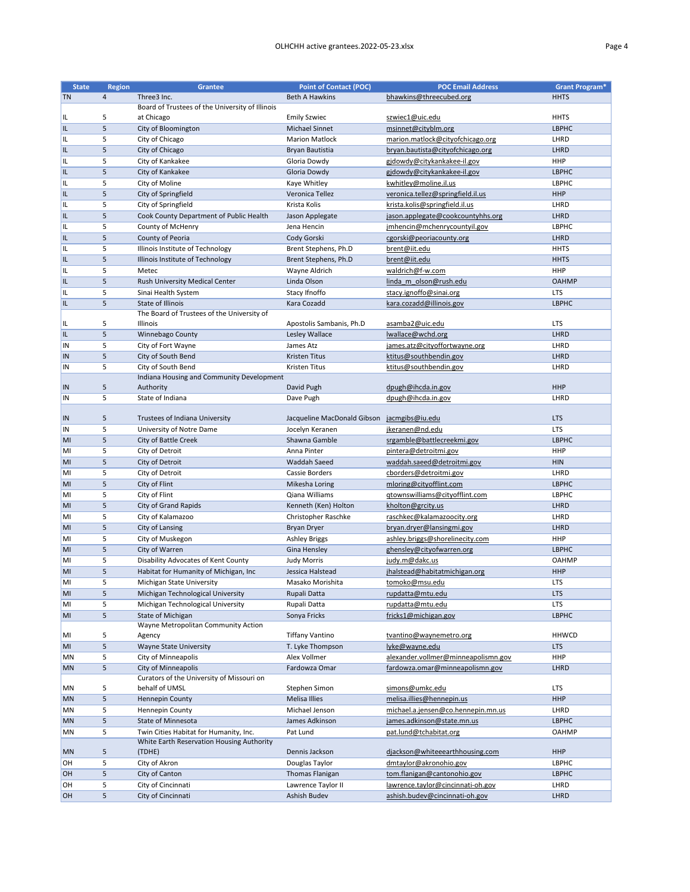| State | Region | Grantee | Point of Contact (POC) | POC Email Address | Grant Program* |
|---|---|---|---|---|---|
| TN | 4 | Three3 Inc. | Beth A Hawkins | bhawkins@threecubed.org | HHTS |
| IL | 5 | Board of Trustees of the University of Illinois at Chicago | Emily Szwiec | szwiec1@uic.edu | HHTS |
| IL | 5 | City of Bloomington | Michael Sinnet | msinnet@cityblm.org | LBPHC |
| IL | 5 | City of Chicago | Marion Matlock | marion.matlock@cityofchicago.org | LHRD |
| IL | 5 | City of Chicago | Bryan Bautistia | bryan.bautista@cityofchicago.org | LHRD |
| IL | 5 | City of Kankakee | Gloria Dowdy | gjdowdy@citykankakee-il.gov | HHP |
| IL | 5 | City of Kankakee | Gloria Dowdy | gjdowdy@citykankakee-il.gov | LBPHC |
| IL | 5 | City of Moline | Kaye Whitley | kwhitley@moline.il.us | LBPHC |
| IL | 5 | City of Springfield | Veronica Tellez | veronica.tellez@springfield.il.us | HHP |
| IL | 5 | City of Springfield | Krista Kolis | krista.kolis@springfield.il.us | LHRD |
| IL | 5 | Cook County Department of Public Health | Jason Applegate | jason.applegate@cookcountyhhs.org | LHRD |
| IL | 5 | County of McHenry | Jena Hencin | jmhencin@mchenrycountyil.gov | LBPHC |
| IL | 5 | County of Peoria | Cody Gorski | cgorski@peoriacounty.org | LHRD |
| IL | 5 | Illinois Institute of Technology | Brent Stephens, Ph.D | brent@iit.edu | HHTS |
| IL | 5 | Illinois Institute of Technology | Brent Stephens, Ph.D | brent@iit.edu | HHTS |
| IL | 5 | Metec | Wayne Aldrich | waldrich@f-w.com | HHP |
| IL | 5 | Rush University Medical Center | Linda Olson | linda_m_olson@rush.edu | OAHMP |
| IL | 5 | Sinai Health System | Stacy Ifnoffo | stacy.ignoffo@sinai.org | LTS |
| IL | 5 | State of Illinois | Kara Cozadd | kara.cozadd@illinois.gov | LBPHC |
| IL | 5 | The Board of Trustees of the University of Illinois | Apostolis Sambanis, Ph.D | asamba2@uic.edu | LTS |
| IL | 5 | Winnebago County | Lesley Wallace | lwallace@wchd.org | LHRD |
| IN | 5 | City of Fort Wayne | James Atz | james.atz@cityoffortwayne.org | LHRD |
| IN | 5 | City of South Bend | Kristen Titus | ktitus@southbendin.gov | LHRD |
| IN | 5 | City of South Bend | Kristen Titus | ktitus@southbendin.gov | LHRD |
| IN | 5 | Indiana Housing and Community Development Authority | David Pugh | dpugh@ihcda.in.gov | HHP |
| IN | 5 | State of Indiana | Dave Pugh | dpugh@ihcda.in.gov | LHRD |
| IN | 5 | Trustees of Indiana University | Jacqueline MacDonald Gibson | jacmgibs@iu.edu | LTS |
| IN | 5 | University of Notre Dame | Jocelyn Keranen | jkeranen@nd.edu | LTS |
| MI | 5 | City of Battle Creek | Shawna Gamble | srgamble@battlecreekmi.gov | LBPHC |
| MI | 5 | City of Detroit | Anna Pinter | pintera@detroitmi.gov | HHP |
| MI | 5 | City of Detroit | Waddah Saeed | waddah.saeed@detroitmi.gov | HIN |
| MI | 5 | City of Detroit | Cassie Borders | cborders@detroitmi.gov | LHRD |
| MI | 5 | City of Flint | Mikesha Loring | mloring@cityofflint.com | LBPHC |
| MI | 5 | City of Flint | Qiana Williams | qtownswilliams@cityofflint.com | LBPHC |
| MI | 5 | City of Grand Rapids | Kenneth (Ken) Holton | kholton@grcity.us | LHRD |
| MI | 5 | City of Kalamazoo | Christopher Raschke | raschkec@kalamazoocity.org | LHRD |
| MI | 5 | City of Lansing | Bryan Dryer | bryan.dryer@lansingmi.gov | LHRD |
| MI | 5 | City of Muskegon | Ashley Briggs | ashley.briggs@shorelinecity.com | HHP |
| MI | 5 | City of Warren | Gina Hensley | ghensley@cityofwarren.org | LBPHC |
| MI | 5 | Disability Advocates of Kent County | Judy Morris | judy.m@dakc.us | OAHMP |
| MI | 5 | Habitat for Humanity of Michigan, Inc | Jessica Halstead | jhalstead@habitatmichigan.org | HHP |
| MI | 5 | Michigan State University | Masako Morishita | tomoko@msu.edu | LTS |
| MI | 5 | Michigan Technological University | Rupali Datta | rupdatta@mtu.edu | LTS |
| MI | 5 | Michigan Technological University | Rupali Datta | rupdatta@mtu.edu | LTS |
| MI | 5 | State of Michigan | Sonya Fricks | fricks1@michigan.gov | LBPHC |
| MI | 5 | Wayne Metropolitan Community Action Agency | Tiffany Vantino | tvantino@waynemetro.org | HHWCD |
| MI | 5 | Wayne State University | T. Lyke Thompson | lyke@wayne.edu | LTS |
| MN | 5 | City of Minneapolis | Alex Vollmer | alexander.vollmer@minneapolismn.gov | HHP |
| MN | 5 | City of Minneapolis | Fardowza Omar | fardowza.omar@minneapolismn.gov | LHRD |
| MN | 5 | Curators of the University of Missouri on behalf of UMSL | Stephen Simon | simons@umkc.edu | LTS |
| MN | 5 | Hennepin County | Melisa Illies | melisa.illies@hennepin.us | HHP |
| MN | 5 | Hennepin County | Michael Jenson | michael.a.jensen@co.hennepin.mn.us | LHRD |
| MN | 5 | State of Minnesota | James Adkinson | james.adkinson@state.mn.us | LBPHC |
| MN | 5 | Twin Cities Habitat for Humanity, Inc. | Pat Lund | pat.lund@tchabitat.org | OAHMP |
| MN | 5 | White Earth Reservation Housing Authority (TDHE) | Dennis Jackson | djackson@whiteearthhousing.com | HHP |
| OH | 5 | City of Akron | Douglas Taylor | dmtaylor@akronohio.gov | LBPHC |
| OH | 5 | City of Canton | Thomas Flanigan | tom.flanigan@cantonohio.gov | LBPHC |
| OH | 5 | City of Cincinnati | Lawrence Taylor II | lawrence.taylor@cincinnati-oh.gov | LHRD |
| OH | 5 | City of Cincinnati | Ashish Budev | ashish.budev@cincinnati-oh.gov | LHRD |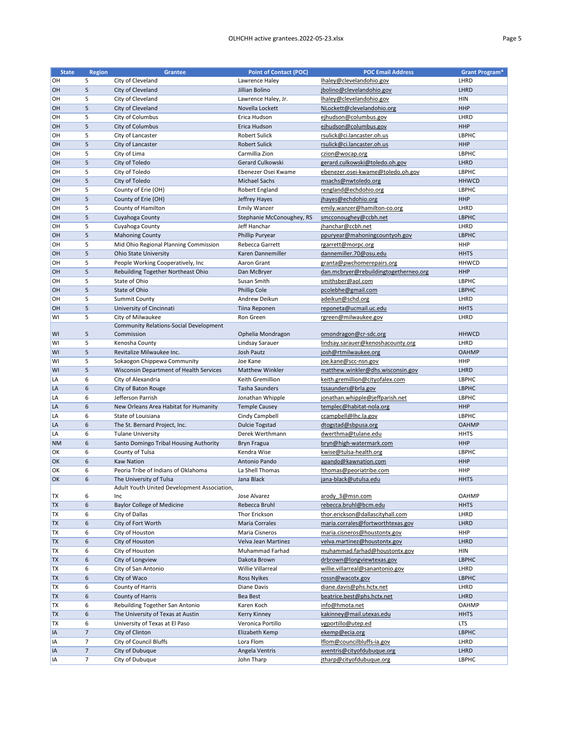| State | Region | Grantee | Point of Contact (POC) | POC Email Address | Grant Program* |
|---|---|---|---|---|---|
| OH | 5 | City of Cleveland | Lawrence Haley | lhaley@clevelandohio.gov | LHRD |
| OH | 5 | City of Cleveland | Jillian Bolino | jbolino@clevelandohio.gov | LHRD |
| OH | 5 | City of Cleveland | Lawrence Haley, Jr. | lhaley@clevelandohio.gov | HIN |
| OH | 5 | City of Cleveland | Novella Lockett | NLockett@clevelandohio.org | HHP |
| OH | 5 | City of Columbus | Erica Hudson | ejhudson@columbus.gov | LHRD |
| OH | 5 | City of Columbus | Erica Hudson | ejhudson@columbus.gov | HHP |
| OH | 5 | City of Lancaster | Robert Sulick | rsulick@ci.lancaster.oh.us | LBPHC |
| OH | 5 | City of Lancaster | Robert Sulick | rsulick@ci.lancaster.oh.us | HHP |
| OH | 5 | City of Lima | Carmillia Zion | czion@wocap.org | LBPHC |
| OH | 5 | City of Toledo | Gerard Culkowski | gerard.culkowski@toledo.oh.gov | LHRD |
| OH | 5 | City of Toledo | Ebenezer Osei Kwame | ebenezer.osei-kwame@toledo.oh.gov | LBPHC |
| OH | 5 | City of Toledo | Michael Sachs | msachs@nwtoledo.org | HHWCD |
| OH | 5 | County of Erie (OH) | Robert England | rengland@echdohio.org | LBPHC |
| OH | 5 | County of Erie (OH) | Jeffrey Hayes | jhayes@echdohio.org | HHP |
| OH | 5 | County of Hamilton | Emily Wanzer | emily.wanzer@hamilton-co.org | LHRD |
| OH | 5 | Cuyahoga County | Stephanie McConoughey, RS | smcconoughey@ccbh.net | LBPHC |
| OH | 5 | Cuyahoga County | Jeff Hanchar | jhanchar@ccbh.net | LHRD |
| OH | 5 | Mahoning County | Phillip Puryear | ppuryear@mahoningcountyoh.gov | LBPHC |
| OH | 5 | Mid Ohio Regional Planning Commission | Rebecca Garrett | rgarrett@morpc.org | HHP |
| OH | 5 | Ohio State University | Karen Dannemiller | dannemiller.70@osu.edu | HHTS |
| OH | 5 | People Working Cooperatively, Inc | Aaron Grant | granta@pwchomerepairs.org | HHWCD |
| OH | 5 | Rebuilding Together Northeast Ohio | Dan McBryer | dan.mcbryer@rebuildingtogetherneo.org | HHP |
| OH | 5 | State of Ohio | Susan Smith | smithsber@aol.com | LBPHC |
| OH | 5 | State of Ohio | Phillip Cole | pcolebhe@gmail.com | LBPHC |
| OH | 5 | Summit County | Andrew Deikun | adeikun@schd.org | LHRD |
| OH | 5 | University of Cincinnati | Tiina Reponen | reponeta@ucmail.uc.edu | HHTS |
| WI | 5 | City of Milwaukee | Ron Green | rgreen@milwaukee.gov | LHRD |
| WI | 5 | Community Relations-Social Development Commission | Ophelia Mondragon | omondragon@cr-sdc.org | HHWCD |
| WI | 5 | Kenosha County | Lindsay Sarauer | lindsay.sarauer@kenoshacounty.org | LHRD |
| WI | 5 | Revitalize Milwaukee Inc. | Josh Pautz | josh@rtmilwaukee.org | OAHMP |
| WI | 5 | Sokaogon Chippewa Community | Joe Kane | joe.kane@scc-nsn.gov | HHP |
| WI | 5 | Wisconsin Department of Health Services | Matthew Winkler | matthew.winkler@dhs.wisconsin.gov | LHRD |
| LA | 6 | City of Alexandria | Keith Gremillion | keith.gremillion@cityofalex.com | LBPHC |
| LA | 6 | City of Baton Rouge | Tasha Saunders | tsaunders@brla.gov | LBPHC |
| LA | 6 | Jefferson Parrish | Jonathan Whipple | jonathan.whipple@jeffparish.net | LBPHC |
| LA | 6 | New Orleans Area Habitat for Humanity | Temple Causey | templec@habitat-nola.org | HHP |
| LA | 6 | State of Louisiana | Cindy Campbell | ccampbell@lhc.la.gov | LBPHC |
| LA | 6 | The St. Bernard Project, Inc. | Dulcie Togstad | dtogstad@sbpusa.org | OAHMP |
| LA | 6 | Tulane University | Derek Werthmann | dwerthma@tulane.edu | HHTS |
| NM | 6 | Santo Domingo Tribal Housing Authority | Bryn Fragua | bryn@high-watermark.com | HHP |
| OK | 6 | County of Tulsa | Kendra Wise | kwise@tulsa-health.org | LBPHC |
| OK | 6 | Kaw Nation | Antonio Pando | apando@kawnation.com | HHP |
| OK | 6 | Peoria Tribe of Indians of Oklahoma | La Shell Thomas | lthomas@peoriatribe.com | HHP |
| OK | 6 | The University of Tulsa | Jana Black | jana-black@utulsa.edu | HHTS |
| TX | 6 | Adult Youth United Development Association, Inc | Jose Alvarez | arody_3@msn.com | OAHMP |
| TX | 6 | Baylor College of Medicine | Rebecca Bruhl | rebecca.bruhl@bcm.edu | HHTS |
| TX | 6 | City of Dallas | Thor Erickson | thor.erickson@dallascityhall.com | LHRD |
| TX | 6 | City of Fort Worth | Maria Corrales | maria.corrales@fortworthtexas.gov | LHRD |
| TX | 6 | City of Houston | Maria Cisneros | maria.cisneros@houstontx.gov | HHP |
| TX | 6 | City of Houston | Velva Jean Martinez | velva.martinez@houstontx.gov | LHRD |
| TX | 6 | City of Houston | Muhammad Farhad | muhammad.farhad@houstontx.gov | HIN |
| TX | 6 | City of Longview | Dakota Brown | drbrown@longviewtexas.gov | LBPHC |
| TX | 6 | City of San Antonio | Willie Villarreal | willie.villarreal@sanantonio.gov | LHRD |
| TX | 6 | City of Waco | Ross Nyikes | rossn@wacotx.gov | LBPHC |
| TX | 6 | County of Harris | Diane Davis | diane.davis@phs.hctx.net | LHRD |
| TX | 6 | County of Harris | Bea Best | beatrice.best@phs.hctx.net | LHRD |
| TX | 6 | Rebuilding Together San Antonio | Karen Koch | info@hmota.net | OAHMP |
| TX | 6 | The University of Texas at Austin | Kerry Kinney | kakinney@mail.utexas.edu | HHTS |
| TX | 6 | University of Texas at El Paso | Veronica Portillo | vgportillo@utep.ed | LTS |
| IA | 7 | City of Clinton | Elizabeth Kemp | ekemp@ecia.org | LBPHC |
| IA | 7 | City of Council Bluffs | Lora Flom | lflom@councilbluffs-ia.gov | LHRD |
| IA | 7 | City of Dubuque | Angela Ventris | aventris@cityofdubuque.org | LHRD |
| IA | 7 | City of Dubuque | John Tharp | jtharp@cityofdubuque.org | LBPHC |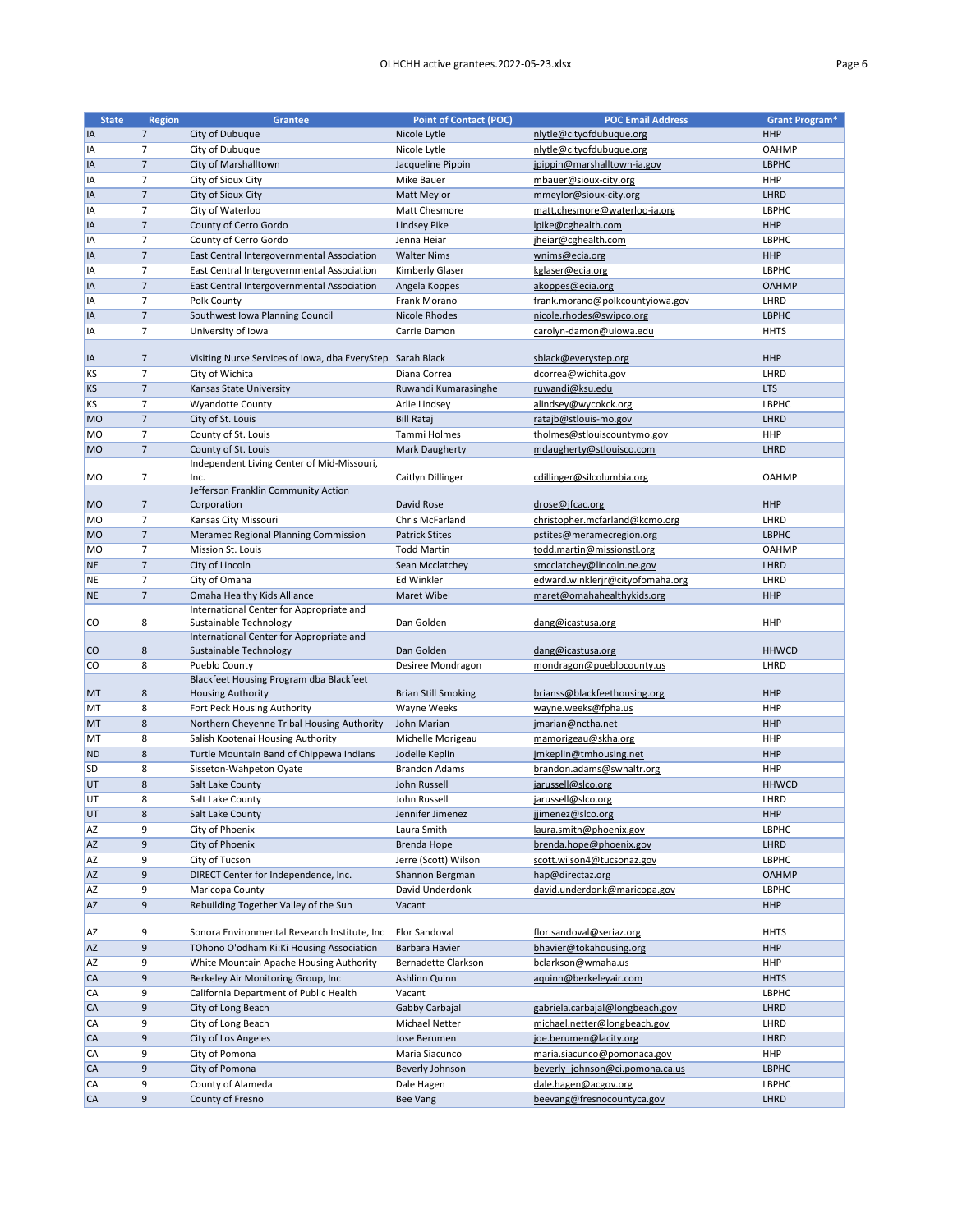| State | Region | Grantee | Point of Contact (POC) | POC Email Address | Grant Program* |
|---|---|---|---|---|---|
| IA | 7 | City of Dubuque | Nicole Lytle | nlytle@cityofdubuque.org | HHP |
| IA | 7 | City of Dubuque | Nicole Lytle | nlytle@cityofdubuque.org | OAHMP |
| IA | 7 | City of Marshalltown | Jacqueline Pippin | jpippin@marshalltown-ia.gov | LBPHC |
| IA | 7 | City of Sioux City | Mike Bauer | mbauer@sioux-city.org | HHP |
| IA | 7 | City of Sioux City | Matt Meylor | mmeylor@sioux-city.org | LHRD |
| IA | 7 | City of Waterloo | Matt Chesmore | matt.chesmore@waterloo-ia.org | LBPHC |
| IA | 7 | County of Cerro Gordo | Lindsey Pike | lpike@cghealth.com | HHP |
| IA | 7 | County of Cerro Gordo | Jenna Heiar | jheiar@cghealth.com | LBPHC |
| IA | 7 | East Central Intergovernmental Association | Walter Nims | wnims@ecia.org | HHP |
| IA | 7 | East Central Intergovernmental Association | Kimberly Glaser | kglaser@ecia.org | LBPHC |
| IA | 7 | East Central Intergovernmental Association | Angela Koppes | akoppes@ecia.org | OAHMP |
| IA | 7 | Polk County | Frank Morano | frank.morano@polkcountyiowa.gov | LHRD |
| IA | 7 | Southwest Iowa Planning Council | Nicole Rhodes | nicole.rhodes@swipco.org | LBPHC |
| IA | 7 | University of Iowa | Carrie Damon | carolyn-damon@uiowa.edu | HHTS |
| IA | 7 | Visiting Nurse Services of Iowa, dba EveryStep | Sarah Black | sblack@everystep.org | HHP |
| KS | 7 | City of Wichita | Diana Correa | dcorrea@wichita.gov | LHRD |
| KS | 7 | Kansas State University | Ruwandi Kumarasinghe | ruwandi@ksu.edu | LTS |
| KS | 7 | Wyandotte County | Arlie Lindsey | alindsey@wycokck.org | LBPHC |
| MO | 7 | City of St. Louis | Bill Rataj | ratajb@stlouis-mo.gov | LHRD |
| MO | 7 | County of St. Louis | Tammi Holmes | tholmes@stlouiscountymo.gov | HHP |
| MO | 7 | County of St. Louis | Mark Daugherty | mdaugherty@stlouisco.com | LHRD |
| MO | 7 | Independent Living Center of Mid-Missouri, Inc. | Caitlyn Dillinger | cdillinger@silcolumbia.org | OAHMP |
| MO | 7 | Jefferson Franklin Community Action Corporation | David Rose | drose@jfcac.org | HHP |
| MO | 7 | Kansas City Missouri | Chris McFarland | christopher.mcfarland@kcmo.org | LHRD |
| MO | 7 | Meramec Regional Planning Commission | Patrick Stites | pstites@meramecregion.org | LBPHC |
| MO | 7 | Mission St. Louis | Todd Martin | todd.martin@missionstl.org | OAHMP |
| NE | 7 | City of Lincoln | Sean Mcclatchey | smcclatchey@lincoln.ne.gov | LHRD |
| NE | 7 | City of Omaha | Ed Winkler | edward.winklerjr@cityofomaha.org | LHRD |
| NE | 7 | Omaha Healthy Kids Alliance | Maret Wibel | maret@omahahealthykids.org | HHP |
| CO | 8 | International Center for Appropriate and Sustainable Technology | Dan Golden | dang@icastusa.org | HHP |
| CO | 8 | International Center for Appropriate and Sustainable Technology | Dan Golden | dang@icastusa.org | HHWCD |
| CO | 8 | Pueblo County | Desiree Mondragon | mondragon@pueblocounty.us | LHRD |
| MT | 8 | Blackfeet Housing Program dba Blackfeet Housing Authority | Brian Still Smoking | brianss@blackfeethousing.org | HHP |
| MT | 8 | Fort Peck Housing Authority | Wayne Weeks | wayne.weeks@fpha.us | HHP |
| MT | 8 | Northern Cheyenne Tribal Housing Authority | John Marian | jmarian@nctha.net | HHP |
| MT | 8 | Salish Kootenai Housing Authority | Michelle Morigeau | mamorigeau@skha.org | HHP |
| ND | 8 | Turtle Mountain Band of Chippewa Indians | Jodelle Keplin | jmkeplin@tmhousing.net | HHP |
| SD | 8 | Sisseton-Wahpeton Oyate | Brandon Adams | brandon.adams@swhaltr.org | HHP |
| UT | 8 | Salt Lake County | John Russell | jarussell@slco.org | HHWCD |
| UT | 8 | Salt Lake County | John Russell | jarussell@slco.org | LHRD |
| UT | 8 | Salt Lake County | Jennifer Jimenez | jjimenez@slco.org | HHP |
| AZ | 9 | City of Phoenix | Laura Smith | laura.smith@phoenix.gov | LBPHC |
| AZ | 9 | City of Phoenix | Brenda Hope | brenda.hope@phoenix.gov | LHRD |
| AZ | 9 | City of Tucson | Jerre (Scott) Wilson | scott.wilson4@tucsonaz.gov | LBPHC |
| AZ | 9 | DIRECT Center for Independence, Inc. | Shannon Bergman | hap@directaz.org | OAHMP |
| AZ | 9 | Maricopa County | David Underdonk | david.underdonk@maricopa.gov | LBPHC |
| AZ | 9 | Rebuilding Together Valley of the Sun | Vacant | | HHP |
| AZ | 9 | Sonora Environmental Research Institute, Inc | Flor Sandoval | flor.sandoval@seriaz.org | HHTS |
| AZ | 9 | TOhono O'odham Ki:Ki Housing Association | Barbara Havier | bhavier@tokahousing.org | HHP |
| AZ | 9 | White Mountain Apache Housing Authority | Bernadette Clarkson | bclarkson@wmaha.us | HHP |
| CA | 9 | Berkeley Air Monitoring Group, Inc | Ashlinn Quinn | aquinn@berkeleyair.com | HHTS |
| CA | 9 | California Department of Public Health | Vacant | | LBPHC |
| CA | 9 | City of Long Beach | Gabby Carbajal | gabriela.carbajal@longbeach.gov | LHRD |
| CA | 9 | City of Long Beach | Michael Netter | michael.netter@longbeach.gov | LHRD |
| CA | 9 | City of Los Angeles | Jose Berumen | joe.berumen@lacity.org | LHRD |
| CA | 9 | City of Pomona | Maria Siacunco | maria.siacunco@pomonaca.gov | HHP |
| CA | 9 | City of Pomona | Beverly Johnson | beverly_johnson@ci.pomona.ca.us | LBPHC |
| CA | 9 | County of Alameda | Dale Hagen | dale.hagen@acgov.org | LBPHC |
| CA | 9 | County of Fresno | Bee Vang | beevang@fresnocountyca.gov | LHRD |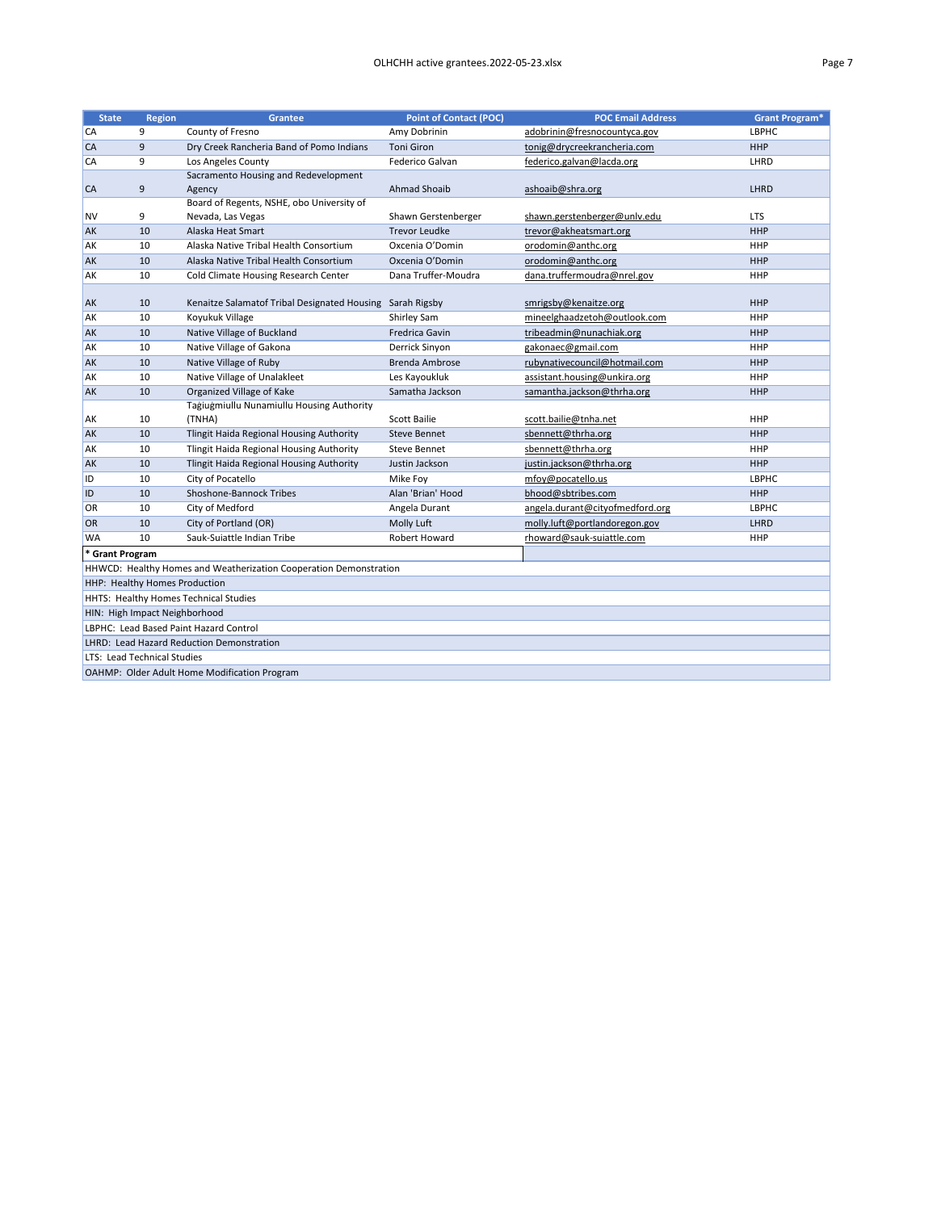| State | Region | Grantee | Point of Contact (POC) | POC Email Address | Grant Program* |
|---|---|---|---|---|---|
| CA | 9 | County of Fresno | Amy Dobrinin | adobrinin@fresnocountyca.gov | LBPHC |
| CA | 9 | Dry Creek Rancheria Band of Pomo Indians | Toni Giron | tonig@drycreekrancheria.com | HHP |
| CA | 9 | Los Angeles County | Federico Galvan | federico.galvan@lacda.org | LHRD |
| CA | 9 | Sacramento Housing and Redevelopment Agency | Ahmad Shoaib | ashoaib@shra.org | LHRD |
| NV | 9 | Board of Regents, NSHE, obo University of Nevada, Las Vegas | Shawn Gerstenberger | shawn.gerstenberger@unlv.edu | LTS |
| AK | 10 | Alaska Heat Smart | Trevor Leudke | trevor@akheatsmart.org | HHP |
| AK | 10 | Alaska Native Tribal Health Consortium | Oxcenia O'Domin | orodomin@anthc.org | HHP |
| AK | 10 | Alaska Native Tribal Health Consortium | Oxcenia O'Domin | orodomin@anthc.org | HHP |
| AK | 10 | Cold Climate Housing Research Center | Dana Truffer-Moudra | dana.truffermoudra@nrel.gov | HHP |
| AK | 10 | Kenaitze Salamatof Tribal Designated Housing | Sarah Rigsby | smrigsby@kenaitze.org | HHP |
| AK | 10 | Koyukuk Village | Shirley Sam | mineelghaadzetoh@outlook.com | HHP |
| AK | 10 | Native Village of Buckland | Fredrica Gavin | tribeadmin@nunachiak.org | HHP |
| AK | 10 | Native Village of Gakona | Derrick Sinyon | gakonaec@gmail.com | HHP |
| AK | 10 | Native Village of Ruby | Brenda Ambrose | rubynativecouncil@hotmail.com | HHP |
| AK | 10 | Native Village of Unalakleet | Les Kayoukluk | assistant.housing@unkira.org | HHP |
| AK | 10 | Organized Village of Kake | Samatha Jackson | samantha.jackson@thrha.org | HHP |
| AK | 10 | Taġiuġmiullu Nunamiullu Housing Authority (TNHA) | Scott Bailie | scott.bailie@tnha.net | HHP |
| AK | 10 | Tlingit Haida Regional Housing Authority | Steve Bennet | sbennett@thrha.org | HHP |
| AK | 10 | Tlingit Haida Regional Housing Authority | Steve Bennet | sbennett@thrha.org | HHP |
| AK | 10 | Tlingit Haida Regional Housing Authority | Justin Jackson | justin.jackson@thrha.org | HHP |
| ID | 10 | City of Pocatello | Mike Foy | mfoy@pocatello.us | LBPHC |
| ID | 10 | Shoshone-Bannock Tribes | Alan 'Brian' Hood | bhood@sbtribes.com | HHP |
| OR | 10 | City of Medford | Angela Durant | angela.durant@cityofmedford.org | LBPHC |
| OR | 10 | City of Portland (OR) | Molly Luft | molly.luft@portlandoregon.gov | LHRD |
| WA | 10 | Sauk-Suiattle Indian Tribe | Robert Howard | rhoward@sauk-suiattle.com | HHP |

**\* Grant Program**

HHWCD: Healthy Homes and Weatherization Cooperation Demonstration

HHP: Healthy Homes Production

HHTS: Healthy Homes Technical Studies

HIN: High Impact Neighborhood

LBPHC: Lead Based Paint Hazard Control

LHRD: Lead Hazard Reduction Demonstration

LTS: Lead Technical Studies

OAHMP: Older Adult Home Modification Program